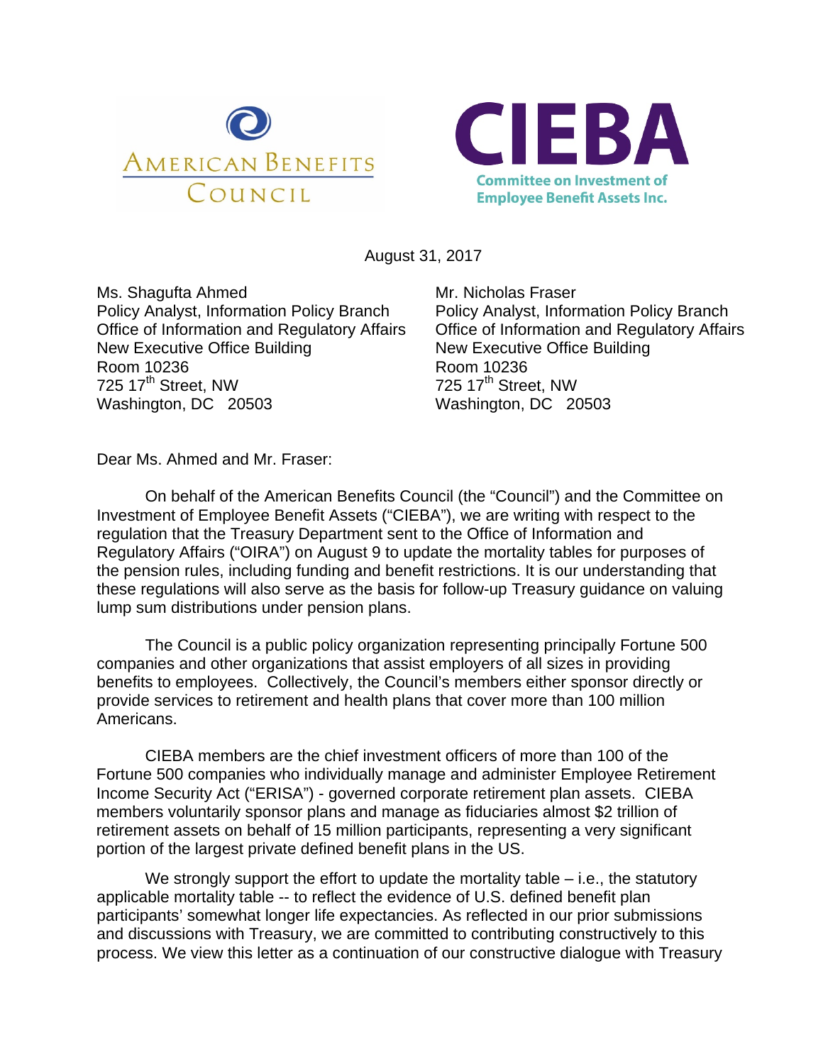AMERICAN BENEFITS COUNCIL

CIEBA
Committee on Investment of Employee Benefit Assets Inc.

August 31, 2017

Ms. Shagufta Ahmed
Policy Analyst, Information Policy Branch
Office of Information and Regulatory Affairs
New Executive Office Building
Room 10236
725 17th Street, NW
Washington, DC 20503

Mr. Nicholas Fraser
Policy Analyst, Information Policy Branch
Office of Information and Regulatory Affairs
New Executive Office Building
Room 10236
725 17th Street, NW
Washington, DC 20503

Dear Ms. Ahmed and Mr. Fraser:

On behalf of the American Benefits Council (the "Council") and the Committee on Investment of Employee Benefit Assets ("CIEBA"), we are writing with respect to the regulation that the Treasury Department sent to the Office of Information and Regulatory Affairs ("OIRA") on August 9 to update the mortality tables for purposes of the pension rules, including funding and benefit restrictions. It is our understanding that these regulations will also serve as the basis for follow-up Treasury guidance on valuing lump sum distributions under pension plans.

The Council is a public policy organization representing principally Fortune 500 companies and other organizations that assist employers of all sizes in providing benefits to employees. Collectively, the Council's members either sponsor directly or provide services to retirement and health plans that cover more than 100 million Americans.

CIEBA members are the chief investment officers of more than 100 of the Fortune 500 companies who individually manage and administer Employee Retirement Income Security Act ("ERISA") - governed corporate retirement plan assets. CIEBA members voluntarily sponsor plans and manage as fiduciaries almost $2 trillion of retirement assets on behalf of 15 million participants, representing a very significant portion of the largest private defined benefit plans in the US.

We strongly support the effort to update the mortality table – i.e., the statutory applicable mortality table -- to reflect the evidence of U.S. defined benefit plan participants' somewhat longer life expectancies. As reflected in our prior submissions and discussions with Treasury, we are committed to contributing constructively to this process. We view this letter as a continuation of our constructive dialogue with Treasury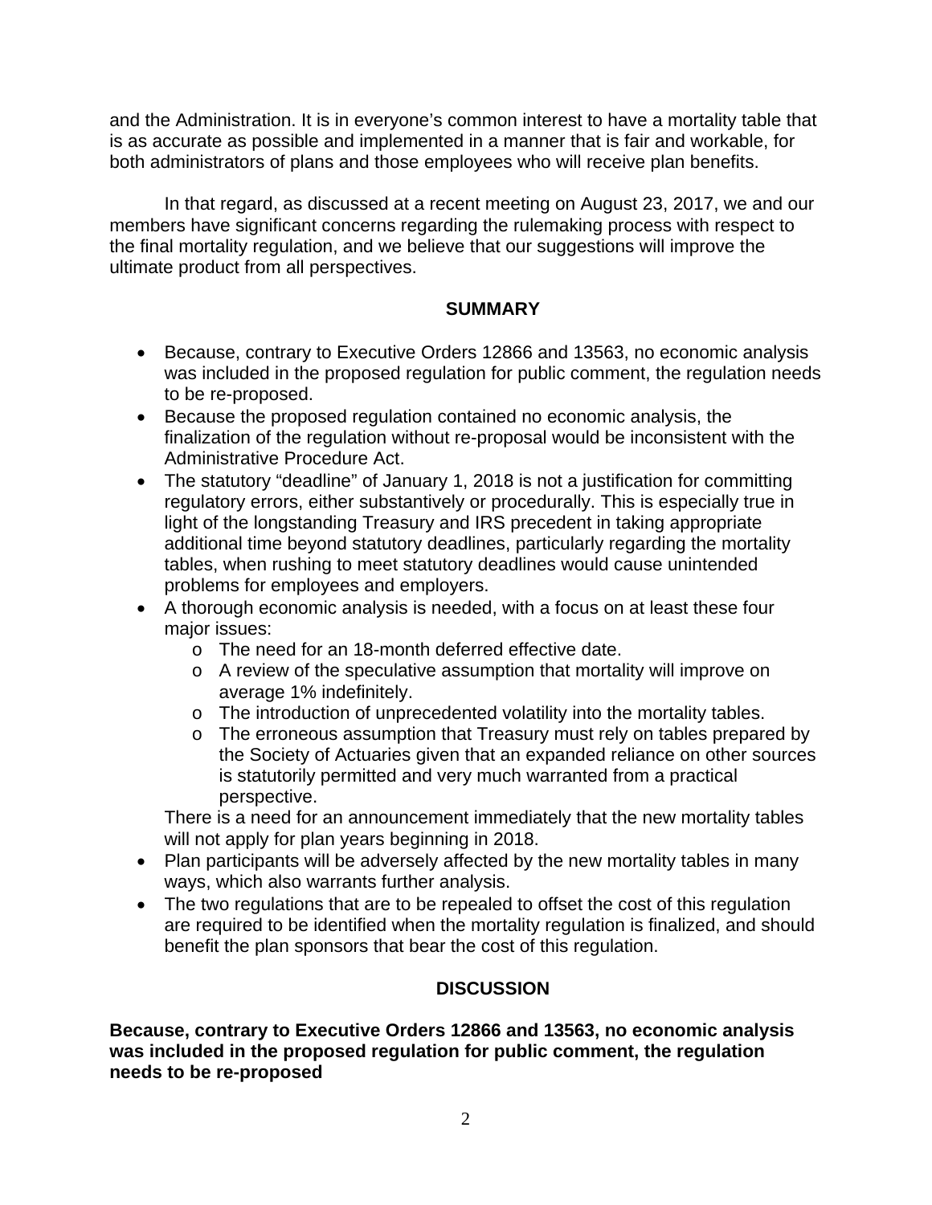and the Administration. It is in everyone's common interest to have a mortality table that is as accurate as possible and implemented in a manner that is fair and workable, for both administrators of plans and those employees who will receive plan benefits.

In that regard, as discussed at a recent meeting on August 23, 2017, we and our members have significant concerns regarding the rulemaking process with respect to the final mortality regulation, and we believe that our suggestions will improve the ultimate product from all perspectives.

## SUMMARY

- Because, contrary to Executive Orders 12866 and 13563, no economic analysis was included in the proposed regulation for public comment, the regulation needs to be re-proposed.
- Because the proposed regulation contained no economic analysis, the finalization of the regulation without re-proposal would be inconsistent with the Administrative Procedure Act.
- The statutory "deadline" of January 1, 2018 is not a justification for committing regulatory errors, either substantively or procedurally. This is especially true in light of the longstanding Treasury and IRS precedent in taking appropriate additional time beyond statutory deadlines, particularly regarding the mortality tables, when rushing to meet statutory deadlines would cause unintended problems for employees and employers.
- A thorough economic analysis is needed, with a focus on at least these four major issues:
  - The need for an 18-month deferred effective date.
  - A review of the speculative assumption that mortality will improve on average 1% indefinitely.
  - The introduction of unprecedented volatility into the mortality tables.
  - The erroneous assumption that Treasury must rely on tables prepared by the Society of Actuaries given that an expanded reliance on other sources is statutorily permitted and very much warranted from a practical perspective.

  There is a need for an announcement immediately that the new mortality tables will not apply for plan years beginning in 2018.
- Plan participants will be adversely affected by the new mortality tables in many ways, which also warrants further analysis.
- The two regulations that are to be repealed to offset the cost of this regulation are required to be identified when the mortality regulation is finalized, and should benefit the plan sponsors that bear the cost of this regulation.

## DISCUSSION

**Because, contrary to Executive Orders 12866 and 13563, no economic analysis was included in the proposed regulation for public comment, the regulation needs to be re-proposed**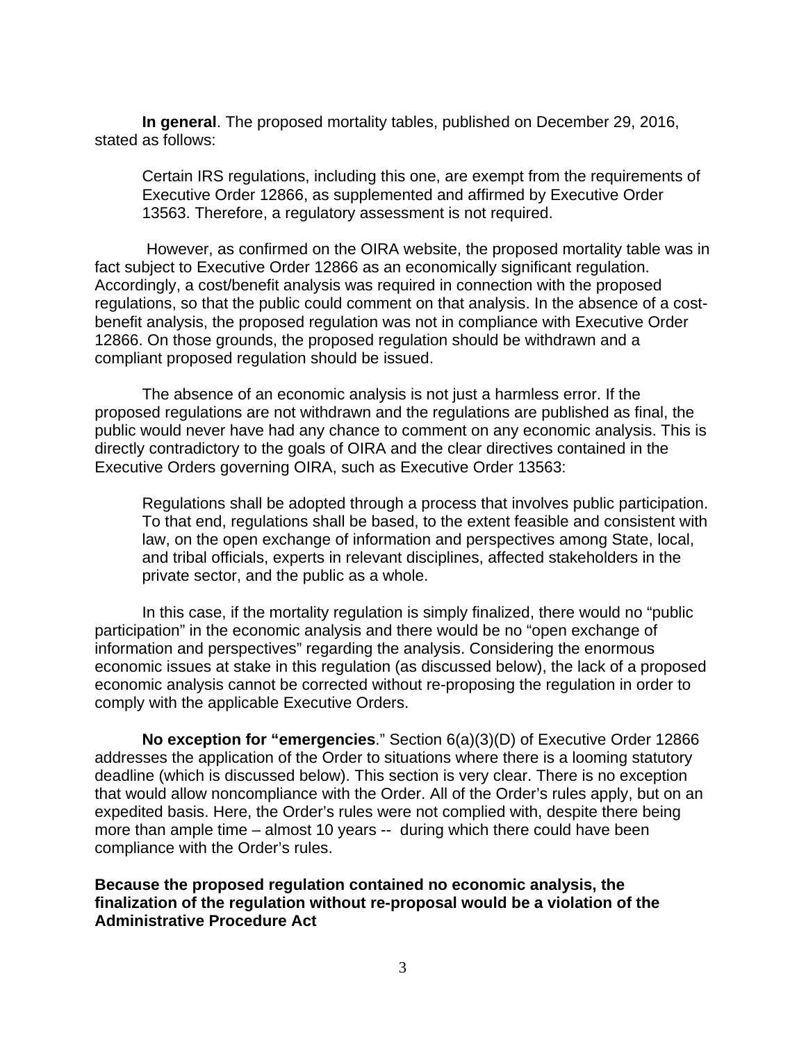**In general**. The proposed mortality tables, published on December 29, 2016, stated as follows:

> Certain IRS regulations, including this one, are exempt from the requirements of Executive Order 12866, as supplemented and affirmed by Executive Order 13563. Therefore, a regulatory assessment is not required.

However, as confirmed on the OIRA website, the proposed mortality table was in fact subject to Executive Order 12866 as an economically significant regulation. Accordingly, a cost/benefit analysis was required in connection with the proposed regulations, so that the public could comment on that analysis. In the absence of a cost-benefit analysis, the proposed regulation was not in compliance with Executive Order 12866. On those grounds, the proposed regulation should be withdrawn and a compliant proposed regulation should be issued.

The absence of an economic analysis is not just a harmless error. If the proposed regulations are not withdrawn and the regulations are published as final, the public would never have had any chance to comment on any economic analysis. This is directly contradictory to the goals of OIRA and the clear directives contained in the Executive Orders governing OIRA, such as Executive Order 13563:

> Regulations shall be adopted through a process that involves public participation. To that end, regulations shall be based, to the extent feasible and consistent with law, on the open exchange of information and perspectives among State, local, and tribal officials, experts in relevant disciplines, affected stakeholders in the private sector, and the public as a whole.

In this case, if the mortality regulation is simply finalized, there would no "public participation" in the economic analysis and there would be no "open exchange of information and perspectives" regarding the analysis. Considering the enormous economic issues at stake in this regulation (as discussed below), the lack of a proposed economic analysis cannot be corrected without re-proposing the regulation in order to comply with the applicable Executive Orders.

**No exception for "emergencies**." Section 6(a)(3)(D) of Executive Order 12866 addresses the application of the Order to situations where there is a looming statutory deadline (which is discussed below). This section is very clear. There is no exception that would allow noncompliance with the Order. All of the Order's rules apply, but on an expedited basis. Here, the Order's rules were not complied with, despite there being more than ample time – almost 10 years -- during which there could have been compliance with the Order's rules.

**Because the proposed regulation contained no economic analysis, the finalization of the regulation without re-proposal would be a violation of the Administrative Procedure Act**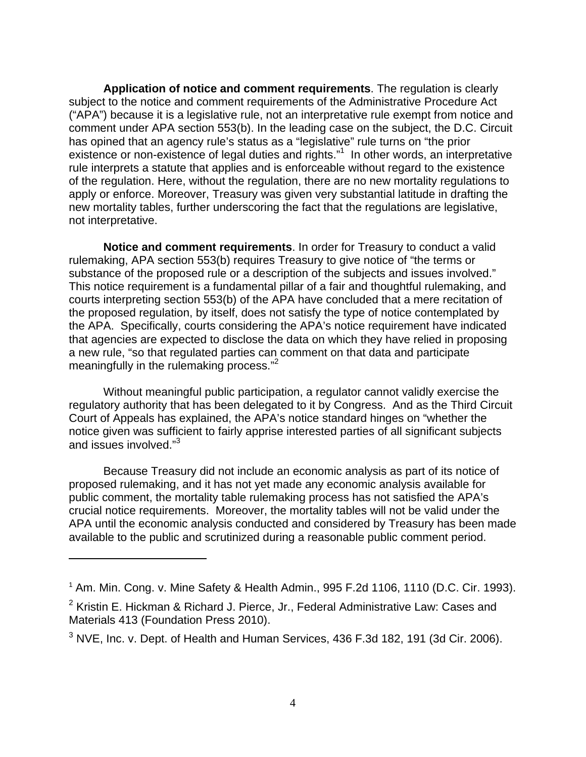**Application of notice and comment requirements**. The regulation is clearly subject to the notice and comment requirements of the Administrative Procedure Act ("APA") because it is a legislative rule, not an interpretative rule exempt from notice and comment under APA section 553(b). In the leading case on the subject, the D.C. Circuit has opined that an agency rule's status as a "legislative" rule turns on "the prior existence or non-existence of legal duties and rights."[1] In other words, an interpretative rule interprets a statute that applies and is enforceable without regard to the existence of the regulation. Here, without the regulation, there are no new mortality regulations to apply or enforce. Moreover, Treasury was given very substantial latitude in drafting the new mortality tables, further underscoring the fact that the regulations are legislative, not interpretative.

**Notice and comment requirements**. In order for Treasury to conduct a valid rulemaking, APA section 553(b) requires Treasury to give notice of "the terms or substance of the proposed rule or a description of the subjects and issues involved." This notice requirement is a fundamental pillar of a fair and thoughtful rulemaking, and courts interpreting section 553(b) of the APA have concluded that a mere recitation of the proposed regulation, by itself, does not satisfy the type of notice contemplated by the APA. Specifically, courts considering the APA's notice requirement have indicated that agencies are expected to disclose the data on which they have relied in proposing a new rule, "so that regulated parties can comment on that data and participate meaningfully in the rulemaking process."[2]

Without meaningful public participation, a regulator cannot validly exercise the regulatory authority that has been delegated to it by Congress. And as the Third Circuit Court of Appeals has explained, the APA's notice standard hinges on "whether the notice given was sufficient to fairly apprise interested parties of all significant subjects and issues involved."[3]

Because Treasury did not include an economic analysis as part of its notice of proposed rulemaking, and it has not yet made any economic analysis available for public comment, the mortality table rulemaking process has not satisfied the APA's crucial notice requirements. Moreover, the mortality tables will not be valid under the APA until the economic analysis conducted and considered by Treasury has been made available to the public and scrutinized during a reasonable public comment period.

---

[1] Am. Min. Cong. v. Mine Safety & Health Admin., 995 F.2d 1106, 1110 (D.C. Cir. 1993).

[2] Kristin E. Hickman & Richard J. Pierce, Jr., Federal Administrative Law: Cases and Materials 413 (Foundation Press 2010).

[3] NVE, Inc. v. Dept. of Health and Human Services, 436 F.3d 182, 191 (3d Cir. 2006).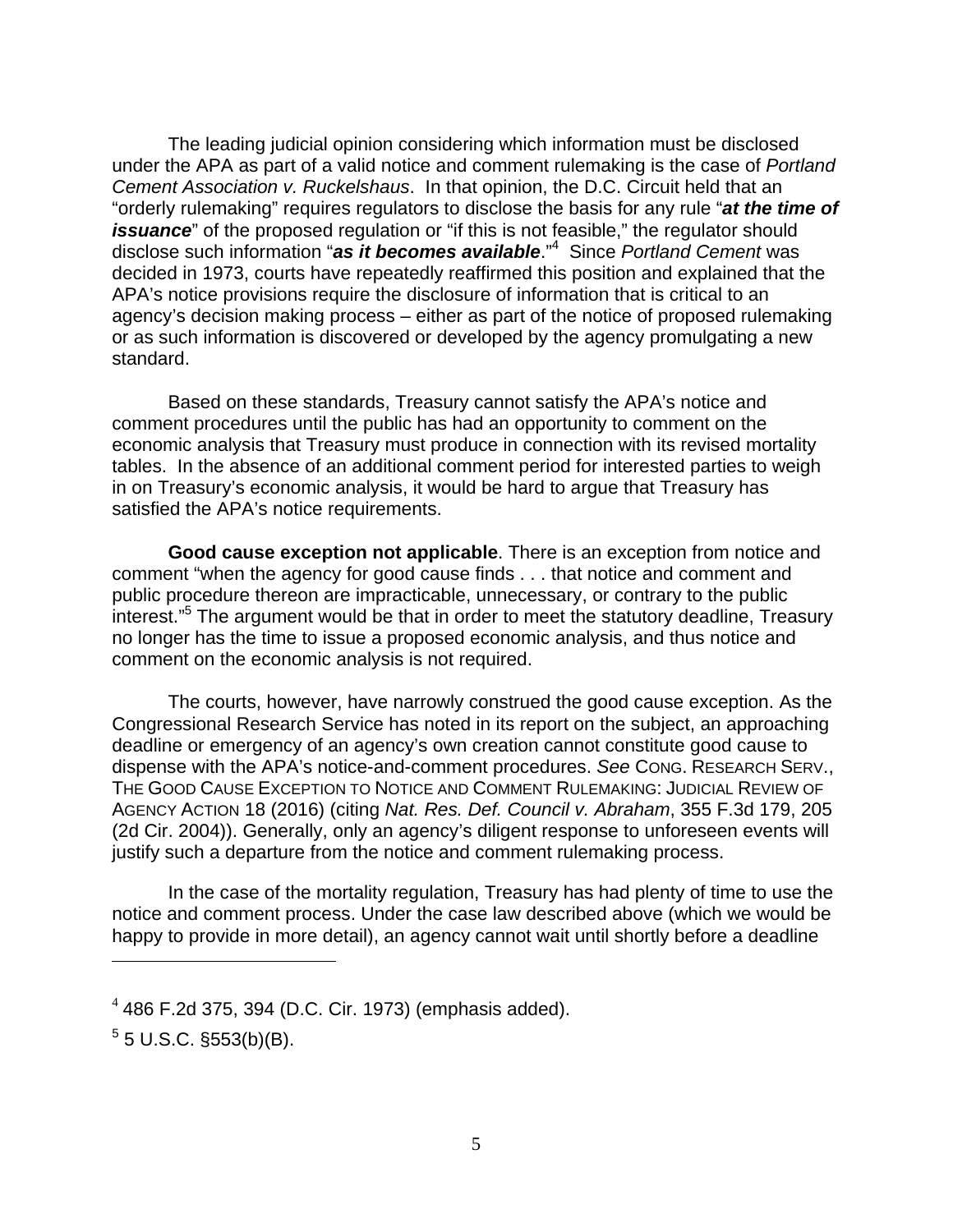The leading judicial opinion considering which information must be disclosed under the APA as part of a valid notice and comment rulemaking is the case of *Portland Cement Association v. Ruckelshaus*. In that opinion, the D.C. Circuit held that an "orderly rulemaking" requires regulators to disclose the basis for any rule "***at the time of issuance***" of the proposed regulation or "if this is not feasible," the regulator should disclose such information "***as it becomes available***."[4] Since *Portland Cement* was decided in 1973, courts have repeatedly reaffirmed this position and explained that the APA's notice provisions require the disclosure of information that is critical to an agency's decision making process – either as part of the notice of proposed rulemaking or as such information is discovered or developed by the agency promulgating a new standard.

Based on these standards, Treasury cannot satisfy the APA's notice and comment procedures until the public has had an opportunity to comment on the economic analysis that Treasury must produce in connection with its revised mortality tables. In the absence of an additional comment period for interested parties to weigh in on Treasury's economic analysis, it would be hard to argue that Treasury has satisfied the APA's notice requirements.

**Good cause exception not applicable**. There is an exception from notice and comment "when the agency for good cause finds . . . that notice and comment and public procedure thereon are impracticable, unnecessary, or contrary to the public interest."[5] The argument would be that in order to meet the statutory deadline, Treasury no longer has the time to issue a proposed economic analysis, and thus notice and comment on the economic analysis is not required.

The courts, however, have narrowly construed the good cause exception. As the Congressional Research Service has noted in its report on the subject, an approaching deadline or emergency of an agency's own creation cannot constitute good cause to dispense with the APA's notice-and-comment procedures. *See* CONG. RESEARCH SERV., THE GOOD CAUSE EXCEPTION TO NOTICE AND COMMENT RULEMAKING: JUDICIAL REVIEW OF AGENCY ACTION 18 (2016) (citing *Nat. Res. Def. Council v. Abraham*, 355 F.3d 179, 205 (2d Cir. 2004)). Generally, only an agency's diligent response to unforeseen events will justify such a departure from the notice and comment rulemaking process.

In the case of the mortality regulation, Treasury has had plenty of time to use the notice and comment process. Under the case law described above (which we would be happy to provide in more detail), an agency cannot wait until shortly before a deadline

---

[4] 486 F.2d 375, 394 (D.C. Cir. 1973) (emphasis added).

[5] 5 U.S.C. §553(b)(B).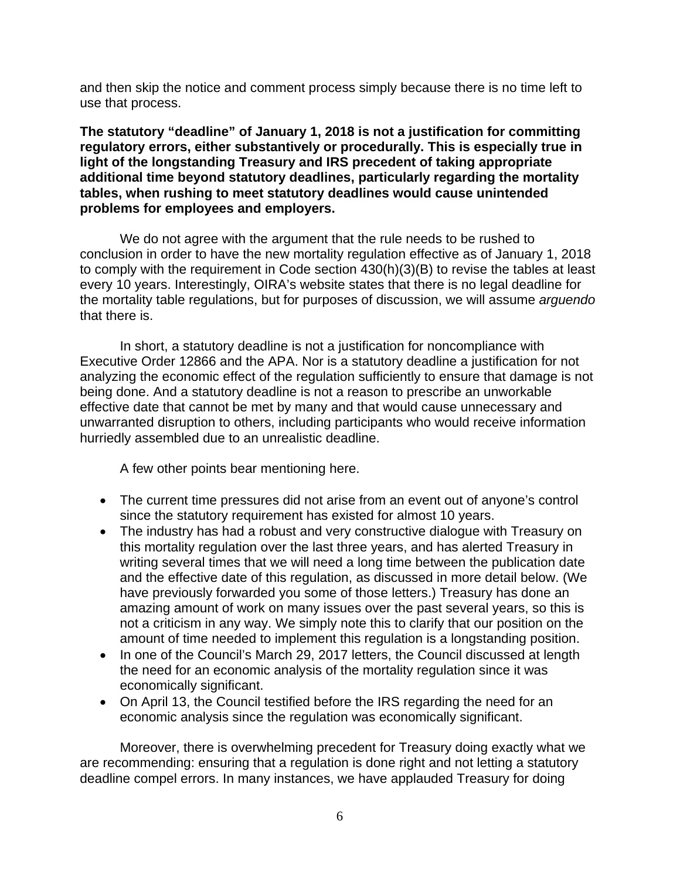and then skip the notice and comment process simply because there is no time left to use that process.

**The statutory "deadline" of January 1, 2018 is not a justification for committing regulatory errors, either substantively or procedurally. This is especially true in light of the longstanding Treasury and IRS precedent of taking appropriate additional time beyond statutory deadlines, particularly regarding the mortality tables, when rushing to meet statutory deadlines would cause unintended problems for employees and employers.**

We do not agree with the argument that the rule needs to be rushed to conclusion in order to have the new mortality regulation effective as of January 1, 2018 to comply with the requirement in Code section 430(h)(3)(B) to revise the tables at least every 10 years. Interestingly, OIRA's website states that there is no legal deadline for the mortality table regulations, but for purposes of discussion, we will assume *arguendo* that there is.

In short, a statutory deadline is not a justification for noncompliance with Executive Order 12866 and the APA. Nor is a statutory deadline a justification for not analyzing the economic effect of the regulation sufficiently to ensure that damage is not being done. And a statutory deadline is not a reason to prescribe an unworkable effective date that cannot be met by many and that would cause unnecessary and unwarranted disruption to others, including participants who would receive information hurriedly assembled due to an unrealistic deadline.

A few other points bear mentioning here.

- The current time pressures did not arise from an event out of anyone's control since the statutory requirement has existed for almost 10 years.
- The industry has had a robust and very constructive dialogue with Treasury on this mortality regulation over the last three years, and has alerted Treasury in writing several times that we will need a long time between the publication date and the effective date of this regulation, as discussed in more detail below. (We have previously forwarded you some of those letters.) Treasury has done an amazing amount of work on many issues over the past several years, so this is not a criticism in any way. We simply note this to clarify that our position on the amount of time needed to implement this regulation is a longstanding position.
- In one of the Council's March 29, 2017 letters, the Council discussed at length the need for an economic analysis of the mortality regulation since it was economically significant.
- On April 13, the Council testified before the IRS regarding the need for an economic analysis since the regulation was economically significant.

Moreover, there is overwhelming precedent for Treasury doing exactly what we are recommending: ensuring that a regulation is done right and not letting a statutory deadline compel errors. In many instances, we have applauded Treasury for doing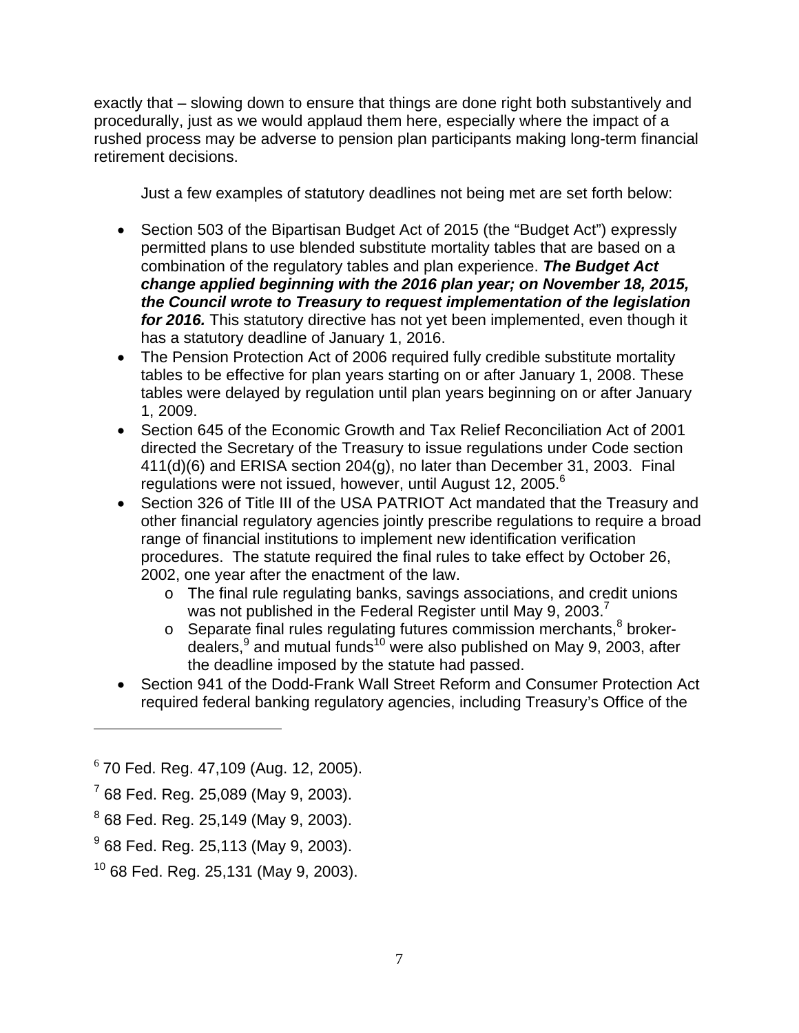exactly that – slowing down to ensure that things are done right both substantively and procedurally, just as we would applaud them here, especially where the impact of a rushed process may be adverse to pension plan participants making long-term financial retirement decisions.

Just a few examples of statutory deadlines not being met are set forth below:

- Section 503 of the Bipartisan Budget Act of 2015 (the "Budget Act") expressly permitted plans to use blended substitute mortality tables that are based on a combination of the regulatory tables and plan experience. ***The Budget Act change applied beginning with the 2016 plan year; on November 18, 2015, the Council wrote to Treasury to request implementation of the legislation for 2016.*** This statutory directive has not yet been implemented, even though it has a statutory deadline of January 1, 2016.
- The Pension Protection Act of 2006 required fully credible substitute mortality tables to be effective for plan years starting on or after January 1, 2008. These tables were delayed by regulation until plan years beginning on or after January 1, 2009.
- Section 645 of the Economic Growth and Tax Relief Reconciliation Act of 2001 directed the Secretary of the Treasury to issue regulations under Code section 411(d)(6) and ERISA section 204(g), no later than December 31, 2003. Final regulations were not issued, however, until August 12, 2005.[6]
- Section 326 of Title III of the USA PATRIOT Act mandated that the Treasury and other financial regulatory agencies jointly prescribe regulations to require a broad range of financial institutions to implement new identification verification procedures. The statute required the final rules to take effect by October 26, 2002, one year after the enactment of the law.
  - The final rule regulating banks, savings associations, and credit unions was not published in the Federal Register until May 9, 2003.[7]
  - Separate final rules regulating futures commission merchants,[8] broker-dealers,[9] and mutual funds[10] were also published on May 9, 2003, after the deadline imposed by the statute had passed.
- Section 941 of the Dodd-Frank Wall Street Reform and Consumer Protection Act required federal banking regulatory agencies, including Treasury's Office of the

---

[6] 70 Fed. Reg. 47,109 (Aug. 12, 2005).

[7] 68 Fed. Reg. 25,089 (May 9, 2003).

[8] 68 Fed. Reg. 25,149 (May 9, 2003).

[9] 68 Fed. Reg. 25,113 (May 9, 2003).

[10] 68 Fed. Reg. 25,131 (May 9, 2003).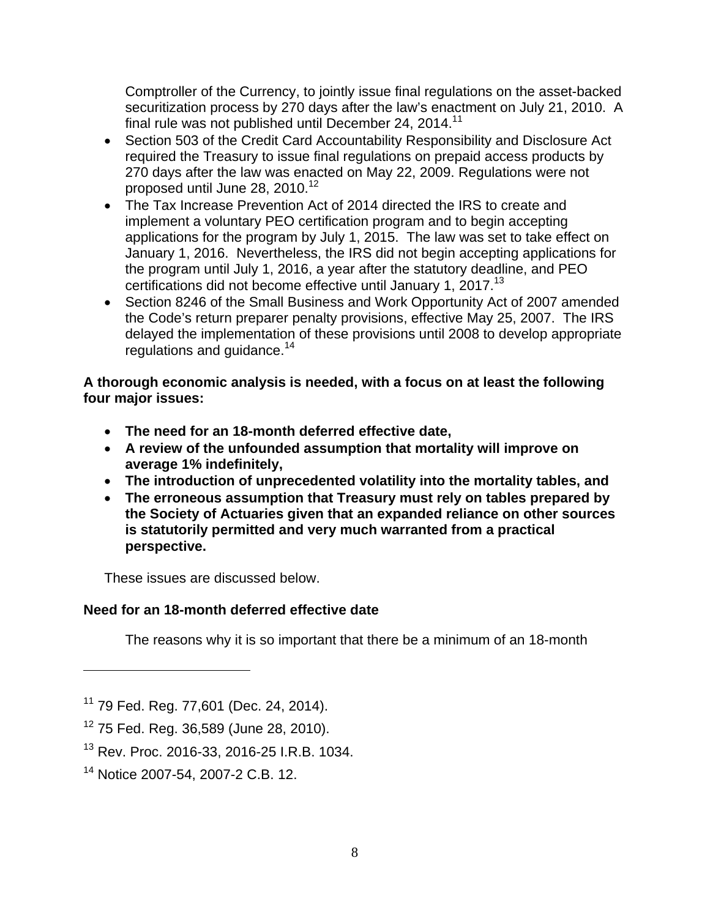Comptroller of the Currency, to jointly issue final regulations on the asset-backed securitization process by 270 days after the law's enactment on July 21, 2010. A final rule was not published until December 24, 2014.[11]

- Section 503 of the Credit Card Accountability Responsibility and Disclosure Act required the Treasury to issue final regulations on prepaid access products by 270 days after the law was enacted on May 22, 2009. Regulations were not proposed until June 28, 2010.[12]
- The Tax Increase Prevention Act of 2014 directed the IRS to create and implement a voluntary PEO certification program and to begin accepting applications for the program by July 1, 2015. The law was set to take effect on January 1, 2016. Nevertheless, the IRS did not begin accepting applications for the program until July 1, 2016, a year after the statutory deadline, and PEO certifications did not become effective until January 1, 2017.[13]
- Section 8246 of the Small Business and Work Opportunity Act of 2007 amended the Code's return preparer penalty provisions, effective May 25, 2007. The IRS delayed the implementation of these provisions until 2008 to develop appropriate regulations and guidance.[14]

**A thorough economic analysis is needed, with a focus on at least the following four major issues:**

- **The need for an 18-month deferred effective date,**
- **A review of the unfounded assumption that mortality will improve on average 1% indefinitely,**
- **The introduction of unprecedented volatility into the mortality tables, and**
- **The erroneous assumption that Treasury must rely on tables prepared by the Society of Actuaries given that an expanded reliance on other sources is statutorily permitted and very much warranted from a practical perspective.**

These issues are discussed below.

**Need for an 18-month deferred effective date**

The reasons why it is so important that there be a minimum of an 18-month

---

[11] 79 Fed. Reg. 77,601 (Dec. 24, 2014).

[12] 75 Fed. Reg. 36,589 (June 28, 2010).

[13] Rev. Proc. 2016-33, 2016-25 I.R.B. 1034.

[14] Notice 2007-54, 2007-2 C.B. 12.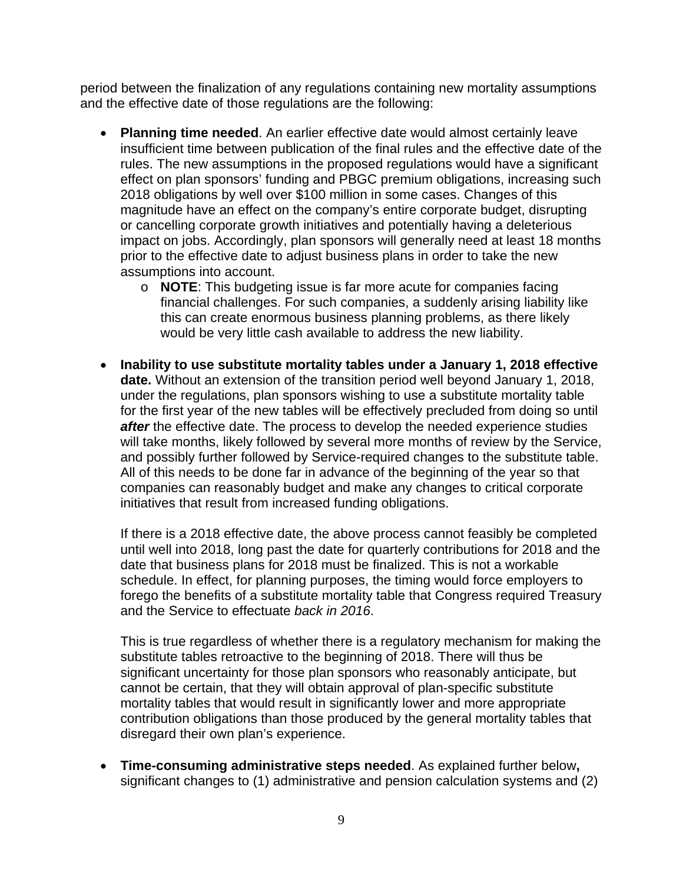period between the finalization of any regulations containing new mortality assumptions and the effective date of those regulations are the following:

- **Planning time needed**. An earlier effective date would almost certainly leave insufficient time between publication of the final rules and the effective date of the rules. The new assumptions in the proposed regulations would have a significant effect on plan sponsors' funding and PBGC premium obligations, increasing such 2018 obligations by well over $100 million in some cases. Changes of this magnitude have an effect on the company's entire corporate budget, disrupting or cancelling corporate growth initiatives and potentially having a deleterious impact on jobs. Accordingly, plan sponsors will generally need at least 18 months prior to the effective date to adjust business plans in order to take the new assumptions into account.
    - **NOTE**: This budgeting issue is far more acute for companies facing financial challenges. For such companies, a suddenly arising liability like this can create enormous business planning problems, as there likely would be very little cash available to address the new liability.

- **Inability to use substitute mortality tables under a January 1, 2018 effective date.** Without an extension of the transition period well beyond January 1, 2018, under the regulations, plan sponsors wishing to use a substitute mortality table for the first year of the new tables will be effectively precluded from doing so until ***after*** the effective date. The process to develop the needed experience studies will take months, likely followed by several more months of review by the Service, and possibly further followed by Service-required changes to the substitute table. All of this needs to be done far in advance of the beginning of the year so that companies can reasonably budget and make any changes to critical corporate initiatives that result from increased funding obligations.

  If there is a 2018 effective date, the above process cannot feasibly be completed until well into 2018, long past the date for quarterly contributions for 2018 and the date that business plans for 2018 must be finalized. This is not a workable schedule. In effect, for planning purposes, the timing would force employers to forego the benefits of a substitute mortality table that Congress required Treasury and the Service to effectuate *back in 2016*.

  This is true regardless of whether there is a regulatory mechanism for making the substitute tables retroactive to the beginning of 2018. There will thus be significant uncertainty for those plan sponsors who reasonably anticipate, but cannot be certain, that they will obtain approval of plan-specific substitute mortality tables that would result in significantly lower and more appropriate contribution obligations than those produced by the general mortality tables that disregard their own plan's experience.

- **Time-consuming administrative steps needed**. As explained further below**,** significant changes to (1) administrative and pension calculation systems and (2)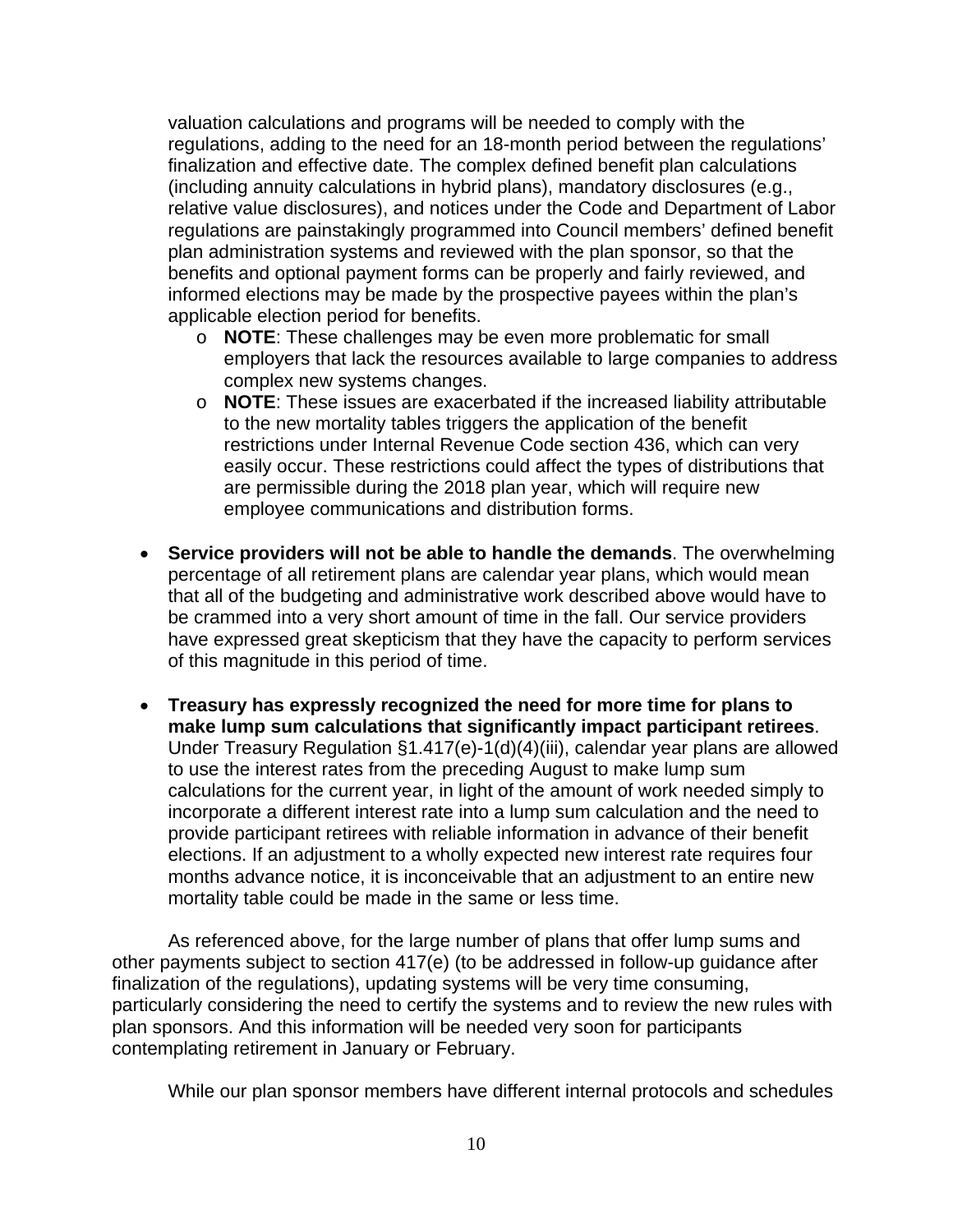valuation calculations and programs will be needed to comply with the regulations, adding to the need for an 18-month period between the regulations' finalization and effective date. The complex defined benefit plan calculations (including annuity calculations in hybrid plans), mandatory disclosures (e.g., relative value disclosures), and notices under the Code and Department of Labor regulations are painstakingly programmed into Council members' defined benefit plan administration systems and reviewed with the plan sponsor, so that the benefits and optional payment forms can be properly and fairly reviewed, and informed elections may be made by the prospective payees within the plan's applicable election period for benefits.

  - **NOTE**: These challenges may be even more problematic for small employers that lack the resources available to large companies to address complex new systems changes.
  - **NOTE**: These issues are exacerbated if the increased liability attributable to the new mortality tables triggers the application of the benefit restrictions under Internal Revenue Code section 436, which can very easily occur. These restrictions could affect the types of distributions that are permissible during the 2018 plan year, which will require new employee communications and distribution forms.

- **Service providers will not be able to handle the demands**. The overwhelming percentage of all retirement plans are calendar year plans, which would mean that all of the budgeting and administrative work described above would have to be crammed into a very short amount of time in the fall. Our service providers have expressed great skepticism that they have the capacity to perform services of this magnitude in this period of time.

- **Treasury has expressly recognized the need for more time for plans to make lump sum calculations that significantly impact participant retirees**. Under Treasury Regulation §1.417(e)-1(d)(4)(iii), calendar year plans are allowed to use the interest rates from the preceding August to make lump sum calculations for the current year, in light of the amount of work needed simply to incorporate a different interest rate into a lump sum calculation and the need to provide participant retirees with reliable information in advance of their benefit elections. If an adjustment to a wholly expected new interest rate requires four months advance notice, it is inconceivable that an adjustment to an entire new mortality table could be made in the same or less time.

As referenced above, for the large number of plans that offer lump sums and other payments subject to section 417(e) (to be addressed in follow-up guidance after finalization of the regulations), updating systems will be very time consuming, particularly considering the need to certify the systems and to review the new rules with plan sponsors. And this information will be needed very soon for participants contemplating retirement in January or February.

While our plan sponsor members have different internal protocols and schedules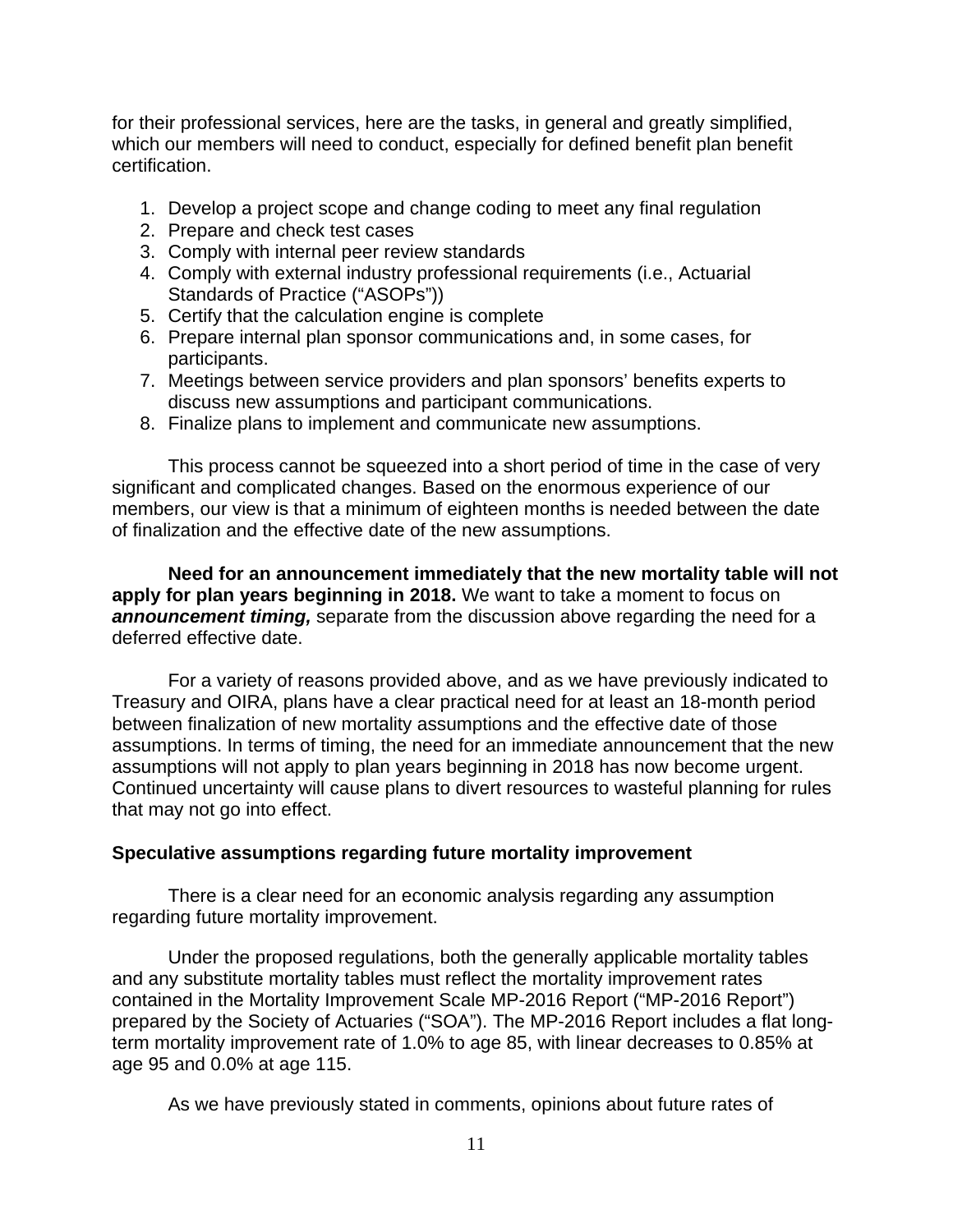for their professional services, here are the tasks, in general and greatly simplified, which our members will need to conduct, especially for defined benefit plan benefit certification.

1. Develop a project scope and change coding to meet any final regulation
2. Prepare and check test cases
3. Comply with internal peer review standards
4. Comply with external industry professional requirements (i.e., Actuarial Standards of Practice ("ASOPs"))
5. Certify that the calculation engine is complete
6. Prepare internal plan sponsor communications and, in some cases, for participants.
7. Meetings between service providers and plan sponsors' benefits experts to discuss new assumptions and participant communications.
8. Finalize plans to implement and communicate new assumptions.

This process cannot be squeezed into a short period of time in the case of very significant and complicated changes. Based on the enormous experience of our members, our view is that a minimum of eighteen months is needed between the date of finalization and the effective date of the new assumptions.

**Need for an announcement immediately that the new mortality table will not apply for plan years beginning in 2018.** We want to take a moment to focus on ***announcement timing,*** separate from the discussion above regarding the need for a deferred effective date.

For a variety of reasons provided above, and as we have previously indicated to Treasury and OIRA, plans have a clear practical need for at least an 18-month period between finalization of new mortality assumptions and the effective date of those assumptions. In terms of timing, the need for an immediate announcement that the new assumptions will not apply to plan years beginning in 2018 has now become urgent. Continued uncertainty will cause plans to divert resources to wasteful planning for rules that may not go into effect.

**Speculative assumptions regarding future mortality improvement**

There is a clear need for an economic analysis regarding any assumption regarding future mortality improvement.

Under the proposed regulations, both the generally applicable mortality tables and any substitute mortality tables must reflect the mortality improvement rates contained in the Mortality Improvement Scale MP-2016 Report ("MP-2016 Report") prepared by the Society of Actuaries ("SOA"). The MP-2016 Report includes a flat long-term mortality improvement rate of 1.0% to age 85, with linear decreases to 0.85% at age 95 and 0.0% at age 115.

As we have previously stated in comments, opinions about future rates of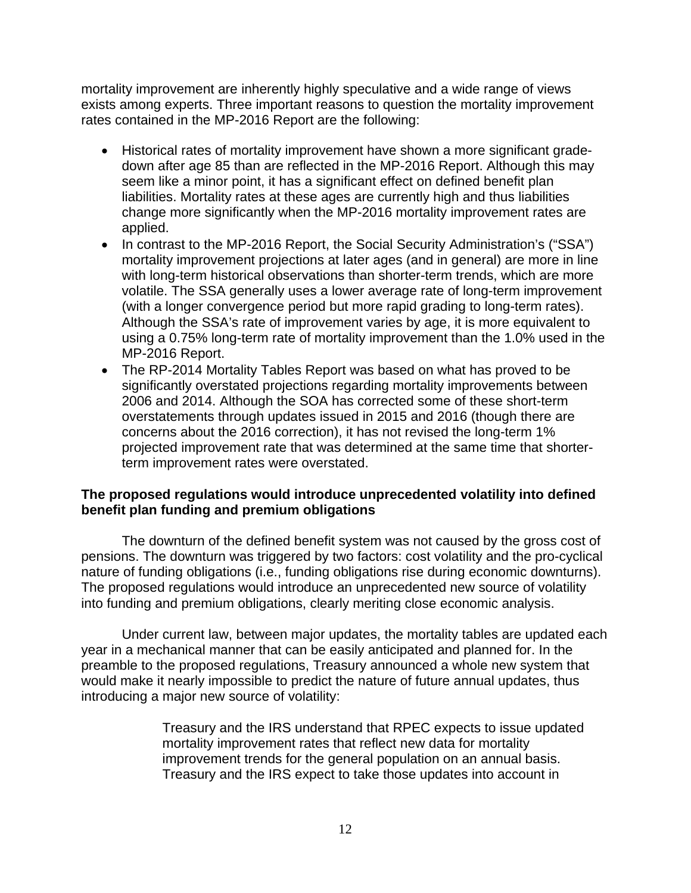mortality improvement are inherently highly speculative and a wide range of views exists among experts. Three important reasons to question the mortality improvement rates contained in the MP-2016 Report are the following:

- Historical rates of mortality improvement have shown a more significant grade-down after age 85 than are reflected in the MP-2016 Report. Although this may seem like a minor point, it has a significant effect on defined benefit plan liabilities. Mortality rates at these ages are currently high and thus liabilities change more significantly when the MP-2016 mortality improvement rates are applied.
- In contrast to the MP-2016 Report, the Social Security Administration's ("SSA") mortality improvement projections at later ages (and in general) are more in line with long-term historical observations than shorter-term trends, which are more volatile. The SSA generally uses a lower average rate of long-term improvement (with a longer convergence period but more rapid grading to long-term rates). Although the SSA's rate of improvement varies by age, it is more equivalent to using a 0.75% long-term rate of mortality improvement than the 1.0% used in the MP-2016 Report.
- The RP-2014 Mortality Tables Report was based on what has proved to be significantly overstated projections regarding mortality improvements between 2006 and 2014. Although the SOA has corrected some of these short-term overstatements through updates issued in 2015 and 2016 (though there are concerns about the 2016 correction), it has not revised the long-term 1% projected improvement rate that was determined at the same time that shorter-term improvement rates were overstated.

**The proposed regulations would introduce unprecedented volatility into defined benefit plan funding and premium obligations**

The downturn of the defined benefit system was not caused by the gross cost of pensions. The downturn was triggered by two factors: cost volatility and the pro-cyclical nature of funding obligations (i.e., funding obligations rise during economic downturns). The proposed regulations would introduce an unprecedented new source of volatility into funding and premium obligations, clearly meriting close economic analysis.

Under current law, between major updates, the mortality tables are updated each year in a mechanical manner that can be easily anticipated and planned for. In the preamble to the proposed regulations, Treasury announced a whole new system that would make it nearly impossible to predict the nature of future annual updates, thus introducing a major new source of volatility:

> Treasury and the IRS understand that RPEC expects to issue updated mortality improvement rates that reflect new data for mortality improvement trends for the general population on an annual basis. Treasury and the IRS expect to take those updates into account in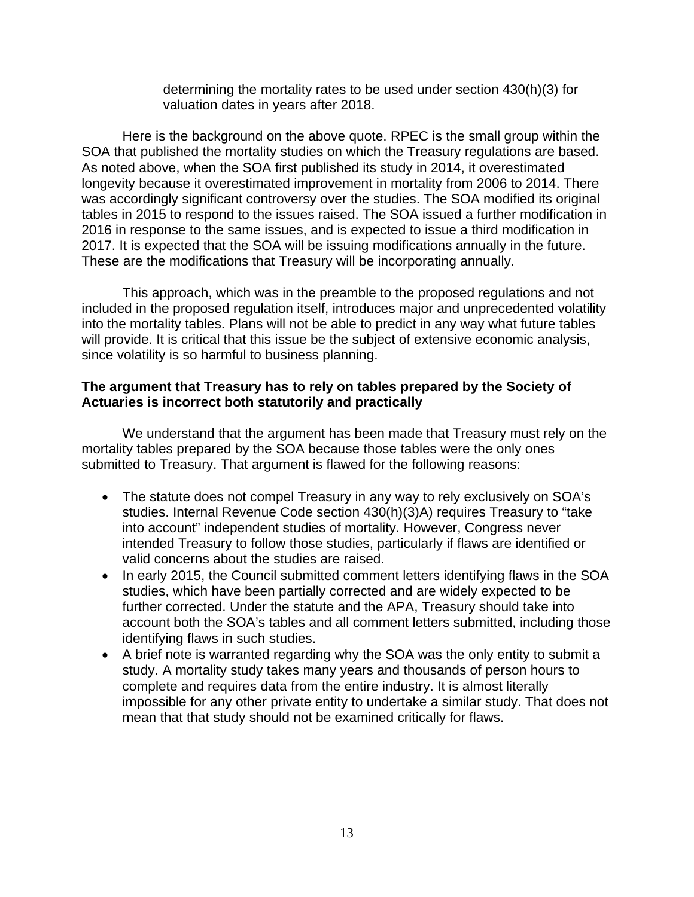> determining the mortality rates to be used under section 430(h)(3) for valuation dates in years after 2018.

Here is the background on the above quote. RPEC is the small group within the SOA that published the mortality studies on which the Treasury regulations are based. As noted above, when the SOA first published its study in 2014, it overestimated longevity because it overestimated improvement in mortality from 2006 to 2014. There was accordingly significant controversy over the studies. The SOA modified its original tables in 2015 to respond to the issues raised. The SOA issued a further modification in 2016 in response to the same issues, and is expected to issue a third modification in 2017. It is expected that the SOA will be issuing modifications annually in the future. These are the modifications that Treasury will be incorporating annually.

This approach, which was in the preamble to the proposed regulations and not included in the proposed regulation itself, introduces major and unprecedented volatility into the mortality tables. Plans will not be able to predict in any way what future tables will provide. It is critical that this issue be the subject of extensive economic analysis, since volatility is so harmful to business planning.

**The argument that Treasury has to rely on tables prepared by the Society of Actuaries is incorrect both statutorily and practically**

We understand that the argument has been made that Treasury must rely on the mortality tables prepared by the SOA because those tables were the only ones submitted to Treasury. That argument is flawed for the following reasons:

- The statute does not compel Treasury in any way to rely exclusively on SOA's studies. Internal Revenue Code section 430(h)(3)A) requires Treasury to "take into account" independent studies of mortality. However, Congress never intended Treasury to follow those studies, particularly if flaws are identified or valid concerns about the studies are raised.
- In early 2015, the Council submitted comment letters identifying flaws in the SOA studies, which have been partially corrected and are widely expected to be further corrected. Under the statute and the APA, Treasury should take into account both the SOA's tables and all comment letters submitted, including those identifying flaws in such studies.
- A brief note is warranted regarding why the SOA was the only entity to submit a study. A mortality study takes many years and thousands of person hours to complete and requires data from the entire industry. It is almost literally impossible for any other private entity to undertake a similar study. That does not mean that that study should not be examined critically for flaws.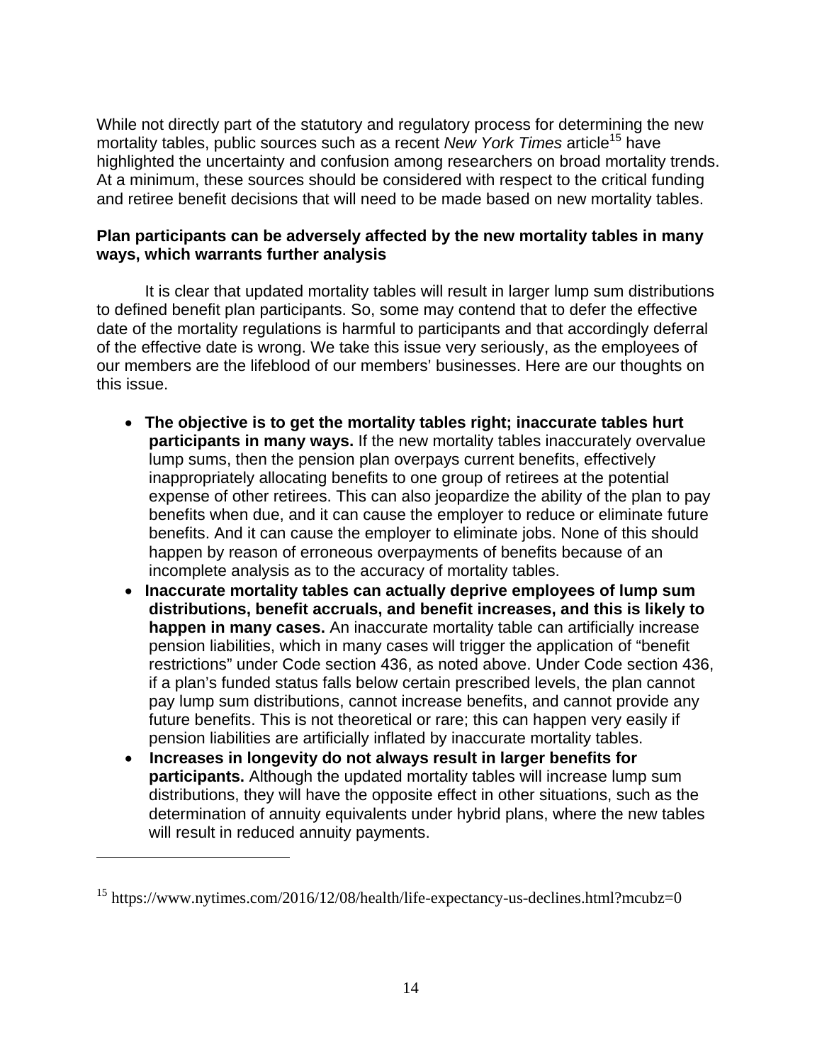While not directly part of the statutory and regulatory process for determining the new mortality tables, public sources such as a recent *New York Times* article[15] have highlighted the uncertainty and confusion among researchers on broad mortality trends. At a minimum, these sources should be considered with respect to the critical funding and retiree benefit decisions that will need to be made based on new mortality tables.

**Plan participants can be adversely affected by the new mortality tables in many ways, which warrants further analysis**

It is clear that updated mortality tables will result in larger lump sum distributions to defined benefit plan participants. So, some may contend that to defer the effective date of the mortality regulations is harmful to participants and that accordingly deferral of the effective date is wrong. We take this issue very seriously, as the employees of our members are the lifeblood of our members' businesses. Here are our thoughts on this issue.

- **The objective is to get the mortality tables right; inaccurate tables hurt participants in many ways.** If the new mortality tables inaccurately overvalue lump sums, then the pension plan overpays current benefits, effectively inappropriately allocating benefits to one group of retirees at the potential expense of other retirees. This can also jeopardize the ability of the plan to pay benefits when due, and it can cause the employer to reduce or eliminate future benefits. And it can cause the employer to eliminate jobs. None of this should happen by reason of erroneous overpayments of benefits because of an incomplete analysis as to the accuracy of mortality tables.
- **Inaccurate mortality tables can actually deprive employees of lump sum distributions, benefit accruals, and benefit increases, and this is likely to happen in many cases.** An inaccurate mortality table can artificially increase pension liabilities, which in many cases will trigger the application of "benefit restrictions" under Code section 436, as noted above. Under Code section 436, if a plan's funded status falls below certain prescribed levels, the plan cannot pay lump sum distributions, cannot increase benefits, and cannot provide any future benefits. This is not theoretical or rare; this can happen very easily if pension liabilities are artificially inflated by inaccurate mortality tables.
- **Increases in longevity do not always result in larger benefits for participants.** Although the updated mortality tables will increase lump sum distributions, they will have the opposite effect in other situations, such as the determination of annuity equivalents under hybrid plans, where the new tables will result in reduced annuity payments.

---

[15] https://www.nytimes.com/2016/12/08/health/life-expectancy-us-declines.html?mcubz=0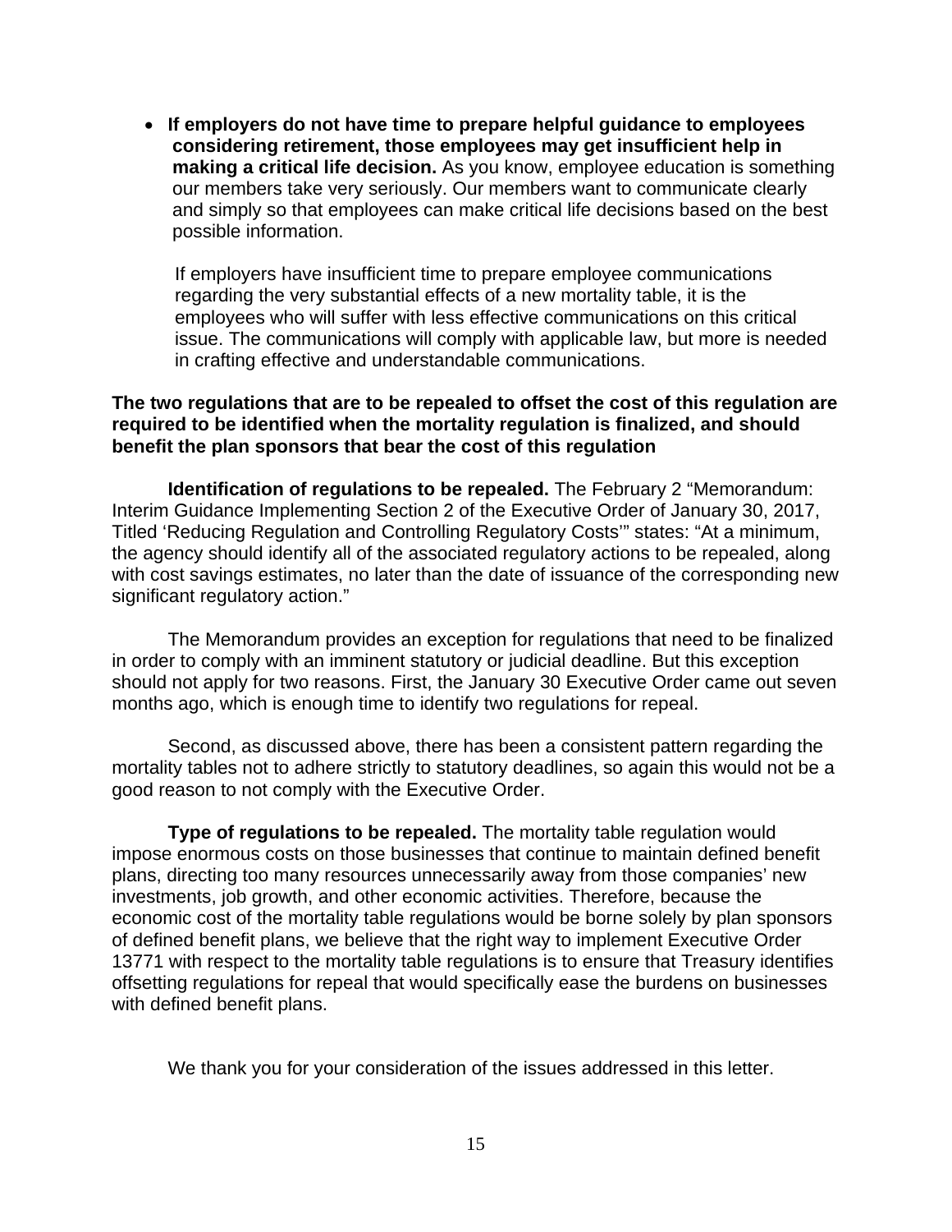- **If employers do not have time to prepare helpful guidance to employees considering retirement, those employees may get insufficient help in making a critical life decision.** As you know, employee education is something our members take very seriously. Our members want to communicate clearly and simply so that employees can make critical life decisions based on the best possible information.

  If employers have insufficient time to prepare employee communications regarding the very substantial effects of a new mortality table, it is the employees who will suffer with less effective communications on this critical issue. The communications will comply with applicable law, but more is needed in crafting effective and understandable communications.

**The two regulations that are to be repealed to offset the cost of this regulation are required to be identified when the mortality regulation is finalized, and should benefit the plan sponsors that bear the cost of this regulation**

**Identification of regulations to be repealed.** The February 2 "Memorandum: Interim Guidance Implementing Section 2 of the Executive Order of January 30, 2017, Titled 'Reducing Regulation and Controlling Regulatory Costs'" states: "At a minimum, the agency should identify all of the associated regulatory actions to be repealed, along with cost savings estimates, no later than the date of issuance of the corresponding new significant regulatory action."

The Memorandum provides an exception for regulations that need to be finalized in order to comply with an imminent statutory or judicial deadline. But this exception should not apply for two reasons. First, the January 30 Executive Order came out seven months ago, which is enough time to identify two regulations for repeal.

Second, as discussed above, there has been a consistent pattern regarding the mortality tables not to adhere strictly to statutory deadlines, so again this would not be a good reason to not comply with the Executive Order.

**Type of regulations to be repealed.** The mortality table regulation would impose enormous costs on those businesses that continue to maintain defined benefit plans, directing too many resources unnecessarily away from those companies' new investments, job growth, and other economic activities. Therefore, because the economic cost of the mortality table regulations would be borne solely by plan sponsors of defined benefit plans, we believe that the right way to implement Executive Order 13771 with respect to the mortality table regulations is to ensure that Treasury identifies offsetting regulations for repeal that would specifically ease the burdens on businesses with defined benefit plans.

We thank you for your consideration of the issues addressed in this letter.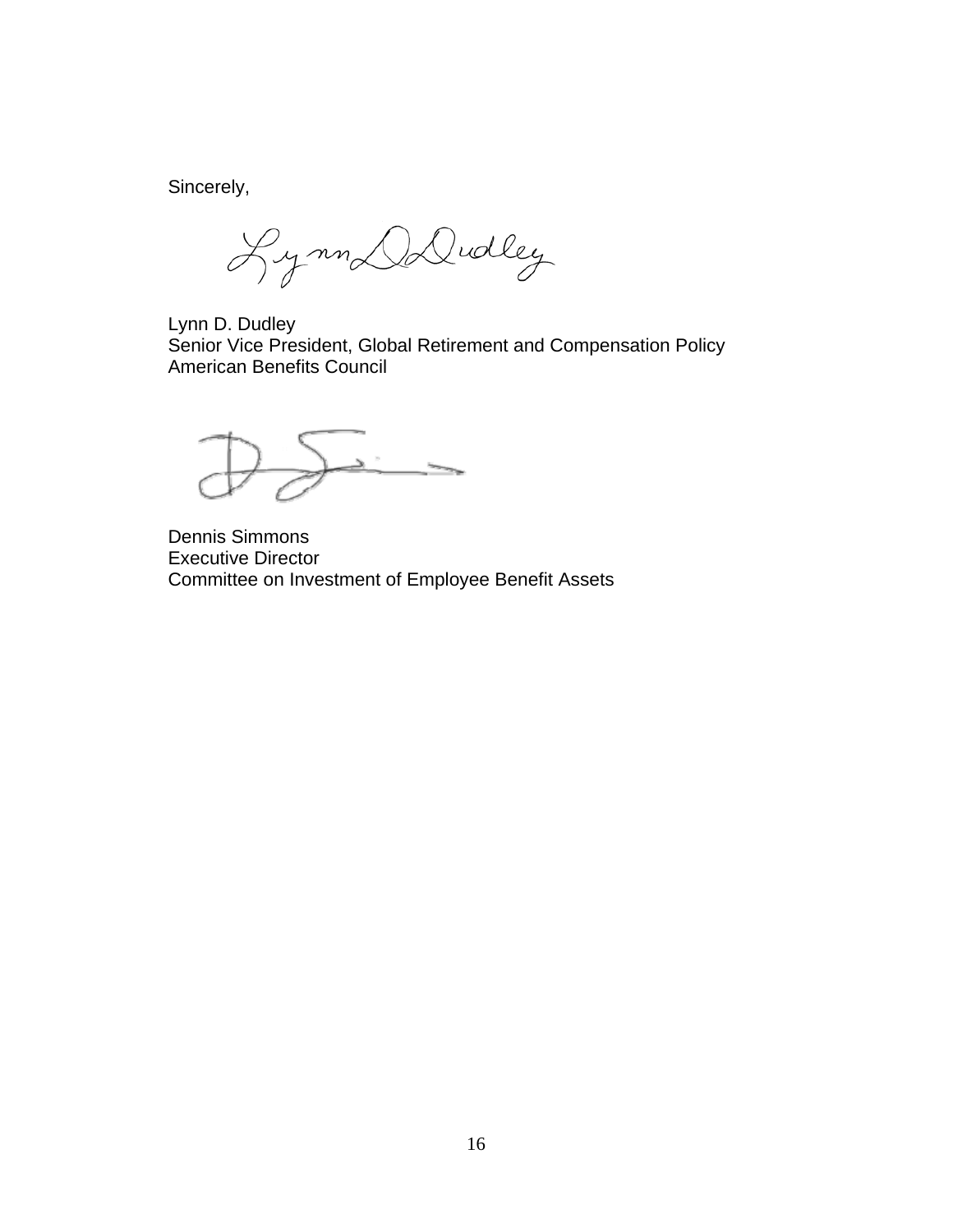Sincerely,

Lynn D. Dudley
Senior Vice President, Global Retirement and Compensation Policy
American Benefits Council

Dennis Simmons
Executive Director
Committee on Investment of Employee Benefit Assets